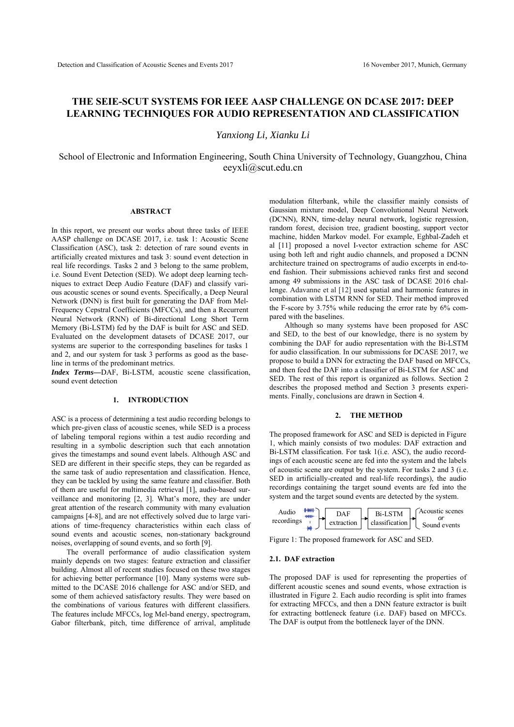# THE SEIE-SCUT SYSTEMS FOR IEEE AASP CHALLENGE ON DCASE 2017: DEEP LEARNING TECHNIQUES FOR AUDIO REPRESENTATION AND CLASSIFICATION

*Yanxiong Li, Xianku Li*

School of Electronic and Information Engineering, South China University of Technology, Guangzhou, China
eeyxli@scut.edu.cn

## ABSTRACT

In this report, we present our works about three tasks of IEEE AASP challenge on DCASE 2017, i.e. task 1: Acoustic Scene Classification (ASC), task 2: detection of rare sound events in artificially created mixtures and task 3: sound event detection in real life recordings. Tasks 2 and 3 belong to the same problem, i.e. Sound Event Detection (SED). We adopt deep learning techniques to extract Deep Audio Feature (DAF) and classify various acoustic scenes or sound events. Specifically, a Deep Neural Network (DNN) is first built for generating the DAF from Mel-Frequency Cepstral Coefficients (MFCCs), and then a Recurrent Neural Network (RNN) of Bi-directional Long Short Term Memory (Bi-LSTM) fed by the DAF is built for ASC and SED. Evaluated on the development datasets of DCASE 2017, our systems are superior to the corresponding baselines for tasks 1 and 2, and our system for task 3 performs as good as the baseline in terms of the predominant metrics.

***Index Terms*—**DAF, Bi-LSTM, acoustic scene classification, sound event detection

## 1. INTRODUCTION

ASC is a process of determining a test audio recording belongs to which pre-given class of acoustic scenes, while SED is a process of labeling temporal regions within a test audio recording and resulting in a symbolic description such that each annotation gives the timestamps and sound event labels. Although ASC and SED are different in their specific steps, they can be regarded as the same task of audio representation and classification. Hence, they can be tackled by using the same feature and classifier. Both of them are useful for multimedia retrieval [1], audio-based surveillance and monitoring [2, 3]. What's more, they are under great attention of the research community with many evaluation campaigns [4-8], and are not effectively solved due to large variations of time-frequency characteristics within each class of sound events and acoustic scenes, non-stationary background noises, overlapping of sound events, and so forth [9].

The overall performance of audio classification system mainly depends on two stages: feature extraction and classifier building. Almost all of recent studies focused on these two stages for achieving better performance [10]. Many systems were submitted to the DCASE 2016 challenge for ASC and/or SED, and some of them achieved satisfactory results. They were based on the combinations of various features with different classifiers. The features include MFCCs, log Mel-band energy, spectrogram, Gabor filterbank, pitch, time difference of arrival, amplitude modulation filterbank, while the classifier mainly consists of Gaussian mixture model, Deep Convolutional Neural Network (DCNN), RNN, time-delay neural network, logistic regression, random forest, decision tree, gradient boosting, support vector machine, hidden Markov model. For example, Eghbal-Zadeh et al [11] proposed a novel I-vector extraction scheme for ASC using both left and right audio channels, and proposed a DCNN architecture trained on spectrograms of audio excerpts in end-to-end fashion. Their submissions achieved ranks first and second among 49 submissions in the ASC task of DCASE 2016 challenge. Adavanne et al [12] used spatial and harmonic features in combination with LSTM RNN for SED. Their method improved the F-score by 3.75% while reducing the error rate by 6% compared with the baselines.

Although so many systems have been proposed for ASC and SED, to the best of our knowledge, there is no system by combining the DAF for audio representation with the Bi-LSTM for audio classification. In our submissions for DCASE 2017, we propose to build a DNN for extracting the DAF based on MFCCs, and then feed the DAF into a classifier of Bi-LSTM for ASC and SED. The rest of this report is organized as follows. Section 2 describes the proposed method and Section 3 presents experiments. Finally, conclusions are drawn in Section 4.

## 2. THE METHOD

The proposed framework for ASC and SED is depicted in Figure 1, which mainly consists of two modules: DAF extraction and Bi-LSTM classification. For task 1(i.e. ASC), the audio recordings of each acoustic scene are fed into the system and the labels of acoustic scene are output by the system. For tasks 2 and 3 (i.e. SED in artificially-created and real-life recordings), the audio recordings containing the target sound events are fed into the system and the target sound events are detected by the system.

Audio recordings → DAF extraction → Bi-LSTM classification → Acoustic scenes *or* Sound events

Figure 1: The proposed framework for ASC and SED.

### 2.1. DAF extraction

The proposed DAF is used for representing the properties of different acoustic scenes and sound events, whose extraction is illustrated in Figure 2. Each audio recording is split into frames for extracting MFCCs, and then a DNN feature extractor is built for extracting bottleneck feature (i.e. DAF) based on MFCCs. The DAF is output from the bottleneck layer of the DNN.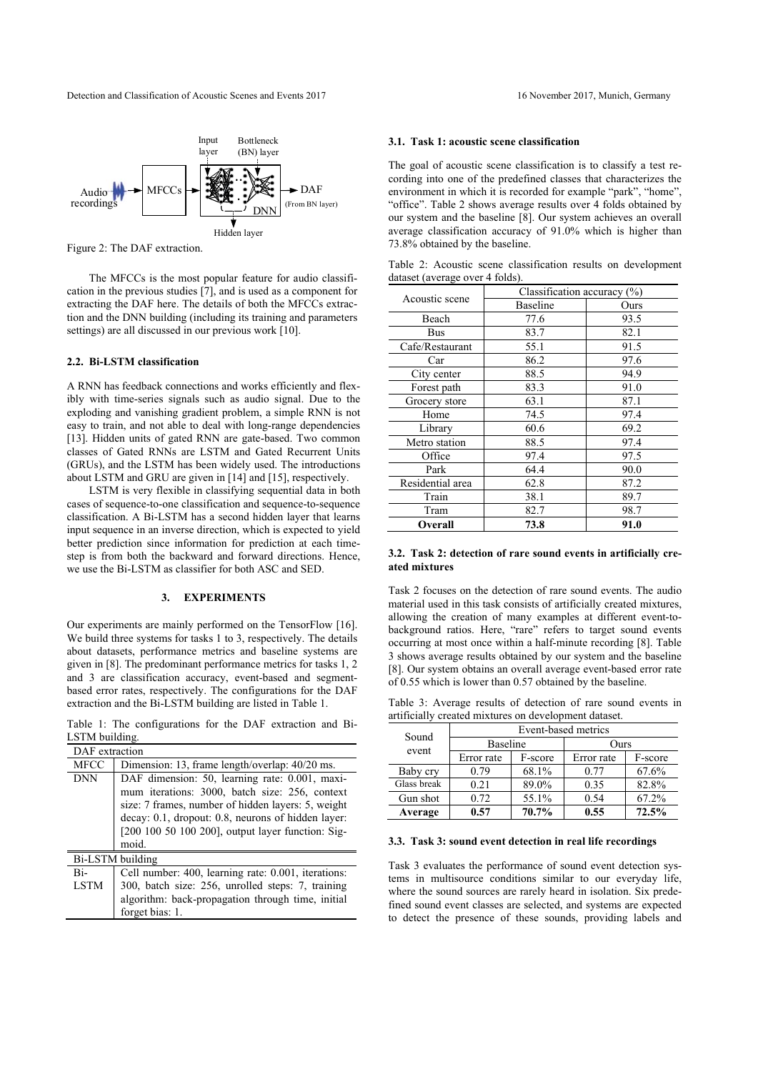Figure 2: The DAF extraction.

The MFCCs is the most popular feature for audio classification in the previous studies [7], and is used as a component for extracting the DAF here. The details of both the MFCCs extraction and the DNN building (including its training and parameters settings) are all discussed in our previous work [10].

### 2.2. Bi-LSTM classification

A RNN has feedback connections and works efficiently and flexibly with time-series signals such as audio signal. Due to the exploding and vanishing gradient problem, a simple RNN is not easy to train, and not able to deal with long-range dependencies [13]. Hidden units of gated RNN are gate-based. Two common classes of Gated RNNs are LSTM and Gated Recurrent Units (GRUs), and the LSTM has been widely used. The introductions about LSTM and GRU are given in [14] and [15], respectively.

LSTM is very flexible in classifying sequential data in both cases of sequence-to-one classification and sequence-to-sequence classification. A Bi-LSTM has a second hidden layer that learns input sequence in an inverse direction, which is expected to yield better prediction since information for prediction at each time-step is from both the backward and forward directions. Hence, we use the Bi-LSTM as classifier for both ASC and SED.

## 3. EXPERIMENTS

Our experiments are mainly performed on the TensorFlow [16]. We build three systems for tasks 1 to 3, respectively. The details about datasets, performance metrics and baseline systems are given in [8]. The predominant performance metrics for tasks 1, 2 and 3 are classification accuracy, event-based and segment-based error rates, respectively. The configurations for the DAF extraction and the Bi-LSTM building are listed in Table 1.

Table 1: The configurations for the DAF extraction and Bi-LSTM building.

| DAF extraction | |
|---|---|
| MFCC | Dimension: 13, frame length/overlap: 40/20 ms. |
| DNN | DAF dimension: 50, learning rate: 0.001, maximum iterations: 3000, batch size: 256, context size: 7 frames, number of hidden layers: 5, weight decay: 0.1, dropout: 0.8, neurons of hidden layer: [200 100 50 100 200], output layer function: Sigmoid. |
| **Bi-LSTM building** | |
| Bi-LSTM | Cell number: 400, learning rate: 0.001, iterations: 300, batch size: 256, unrolled steps: 7, training algorithm: back-propagation through time, initial forget bias: 1. |

### 3.1. Task 1: acoustic scene classification

The goal of acoustic scene classification is to classify a test recording into one of the predefined classes that characterizes the environment in which it is recorded for example "park", "home", "office". Table 2 shows average results over 4 folds obtained by our system and the baseline [8]. Our system achieves an overall average classification accuracy of 91.0% which is higher than 73.8% obtained by the baseline.

Table 2: Acoustic scene classification results on development dataset (average over 4 folds).

| Acoustic scene | Classification accuracy (%) | |
|---|---|---|
| | Baseline | Ours |
| Beach | 77.6 | 93.5 |
| Bus | 83.7 | 82.1 |
| Cafe/Restaurant | 55.1 | 91.5 |
| Car | 86.2 | 97.6 |
| City center | 88.5 | 94.9 |
| Forest path | 83.3 | 91.0 |
| Grocery store | 63.1 | 87.1 |
| Home | 74.5 | 97.4 |
| Library | 60.6 | 69.2 |
| Metro station | 88.5 | 97.4 |
| Office | 97.4 | 97.5 |
| Park | 64.4 | 90.0 |
| Residential area | 62.8 | 87.2 |
| Train | 38.1 | 89.7 |
| Tram | 82.7 | 98.7 |
| **Overall** | **73.8** | **91.0** |

### 3.2. Task 2: detection of rare sound events in artificially created mixtures

Task 2 focuses on the detection of rare sound events. The audio material used in this task consists of artificially created mixtures, allowing the creation of many examples at different event-to-background ratios. Here, "rare" refers to target sound events occurring at most once within a half-minute recording [8]. Table 3 shows average results obtained by our system and the baseline [8]. Our system obtains an overall average event-based error rate of 0.55 which is lower than 0.57 obtained by the baseline.

Table 3: Average results of detection of rare sound events in artificially created mixtures on development dataset.

| Sound event | Event-based metrics | | | |
|---|---|---|---|---|
| | Baseline | | Ours | |
| | Error rate | F-score | Error rate | F-score |
| Baby cry | 0.79 | 68.1% | 0.77 | 67.6% |
| Glass break | 0.21 | 89.0% | 0.35 | 82.8% |
| Gun shot | 0.72 | 55.1% | 0.54 | 67.2% |
| **Average** | **0.57** | **70.7%** | **0.55** | **72.5%** |

### 3.3. Task 3: sound event detection in real life recordings

Task 3 evaluates the performance of sound event detection systems in multisource conditions similar to our everyday life, where the sound sources are rarely heard in isolation. Six predefined sound event classes are selected, and systems are expected to detect the presence of these sounds, providing labels and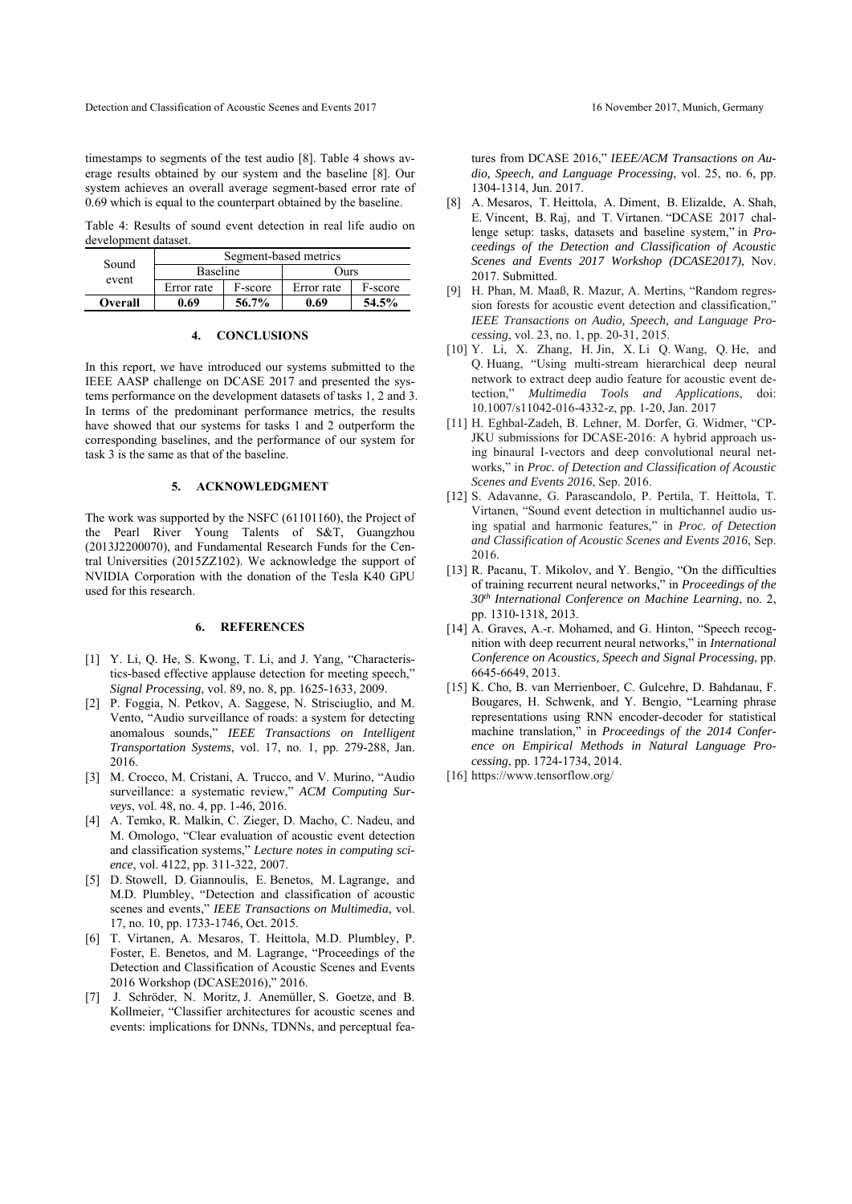timestamps to segments of the test audio [8]. Table 4 shows average results obtained by our system and the baseline [8]. Our system achieves an overall average segment-based error rate of 0.69 which is equal to the counterpart obtained by the baseline.

Table 4: Results of sound event detection in real life audio on development dataset.

| Sound event | Segment-based metrics | | | |
|---|---|---|---|---|
| | Baseline | | Ours | |
| | Error rate | F-score | Error rate | F-score |
| **Overall** | **0.69** | **56.7%** | **0.69** | **54.5%** |

## 4. CONCLUSIONS

In this report, we have introduced our systems submitted to the IEEE AASP challenge on DCASE 2017 and presented the systems performance on the development datasets of tasks 1, 2 and 3. In terms of the predominant performance metrics, the results have showed that our systems for tasks 1 and 2 outperform the corresponding baselines, and the performance of our system for task 3 is the same as that of the baseline.

## 5. ACKNOWLEDGMENT

The work was supported by the NSFC (61101160), the Project of the Pearl River Young Talents of S&T, Guangzhou (2013J2200070), and Fundamental Research Funds for the Central Universities (2015ZZ102). We acknowledge the support of NVIDIA Corporation with the donation of the Tesla K40 GPU used for this research.

## 6. REFERENCES

[1] Y. Li, Q. He, S. Kwong, T. Li, and J. Yang, "Characteristics-based effective applause detection for meeting speech," *Signal Processing*, vol. 89, no. 8, pp. 1625-1633, 2009.

[2] P. Foggia, N. Petkov, A. Saggese, N. Strisciuglio, and M. Vento, "Audio surveillance of roads: a system for detecting anomalous sounds," *IEEE Transactions on Intelligent Transportation Systems*, vol. 17, no. 1, pp. 279-288, Jan. 2016.

[3] M. Crocco, M. Cristani, A. Trucco, and V. Murino, "Audio surveillance: a systematic review," *ACM Computing Surveys*, vol. 48, no. 4, pp. 1-46, 2016.

[4] A. Temko, R. Malkin, C. Zieger, D. Macho, C. Nadeu, and M. Omologo, "Clear evaluation of acoustic event detection and classification systems," *Lecture notes in computing science*, vol. 4122, pp. 311-322, 2007.

[5] D. Stowell, D. Giannoulis, E. Benetos, M. Lagrange, and M.D. Plumbley, "Detection and classification of acoustic scenes and events," *IEEE Transactions on Multimedia*, vol. 17, no. 10, pp. 1733-1746, Oct. 2015.

[6] T. Virtanen, A. Mesaros, T. Heittola, M.D. Plumbley, P. Foster, E. Benetos, and M. Lagrange, "Proceedings of the Detection and Classification of Acoustic Scenes and Events 2016 Workshop (DCASE2016)," 2016.

[7] J. Schröder, N. Moritz, J. Anemüller, S. Goetze, and B. Kollmeier, "Classifier architectures for acoustic scenes and events: implications for DNNs, TDNNs, and perceptual features from DCASE 2016," *IEEE/ACM Transactions on Audio, Speech, and Language Processing*, vol. 25, no. 6, pp. 1304-1314, Jun. 2017.

[8] A. Mesaros, T. Heittola, A. Diment, B. Elizalde, A. Shah, E. Vincent, B. Raj, and T. Virtanen. "DCASE 2017 challenge setup: tasks, datasets and baseline system," in *Proceedings of the Detection and Classification of Acoustic Scenes and Events 2017 Workshop (DCASE2017)*, Nov. 2017. Submitted.

[9] H. Phan, M. Maaß, R. Mazur, A. Mertins, "Random regression forests for acoustic event detection and classification," *IEEE Transactions on Audio, Speech, and Language Processing*, vol. 23, no. 1, pp. 20-31, 2015.

[10] Y. Li, X. Zhang, H. Jin, X. Li Q. Wang, Q. He, and Q. Huang, "Using multi-stream hierarchical deep neural network to extract deep audio feature for acoustic event detection," *Multimedia Tools and Applications*, doi: 10.1007/s11042-016-4332-z, pp. 1-20, Jan. 2017

[11] H. Eghbal-Zadeh, B. Lehner, M. Dorfer, G. Widmer, "CP-JKU submissions for DCASE-2016: A hybrid approach using binaural I-vectors and deep convolutional neural networks," in *Proc. of Detection and Classification of Acoustic Scenes and Events 2016*, Sep. 2016.

[12] S. Adavanne, G. Parascandolo, P. Pertila, T. Heittola, T. Virtanen, "Sound event detection in multichannel audio using spatial and harmonic features," in *Proc. of Detection and Classification of Acoustic Scenes and Events 2016*, Sep. 2016.

[13] R. Pacanu, T. Mikolov, and Y. Bengio, "On the difficulties of training recurrent neural networks," in *Proceedings of the 30th International Conference on Machine Learning*, no. 2, pp. 1310-1318, 2013.

[14] A. Graves, A.-r. Mohamed, and G. Hinton, "Speech recognition with deep recurrent neural networks," in *International Conference on Acoustics, Speech and Signal Processing*, pp. 6645-6649, 2013.

[15] K. Cho, B. van Merrienboer, C. Gulcehre, D. Bahdanau, F. Bougares, H. Schwenk, and Y. Bengio, "Learning phrase representations using RNN encoder-decoder for statistical machine translation," in *Proceedings of the 2014 Conference on Empirical Methods in Natural Language Processing*, pp. 1724-1734, 2014.

[16] https://www.tensorflow.org/